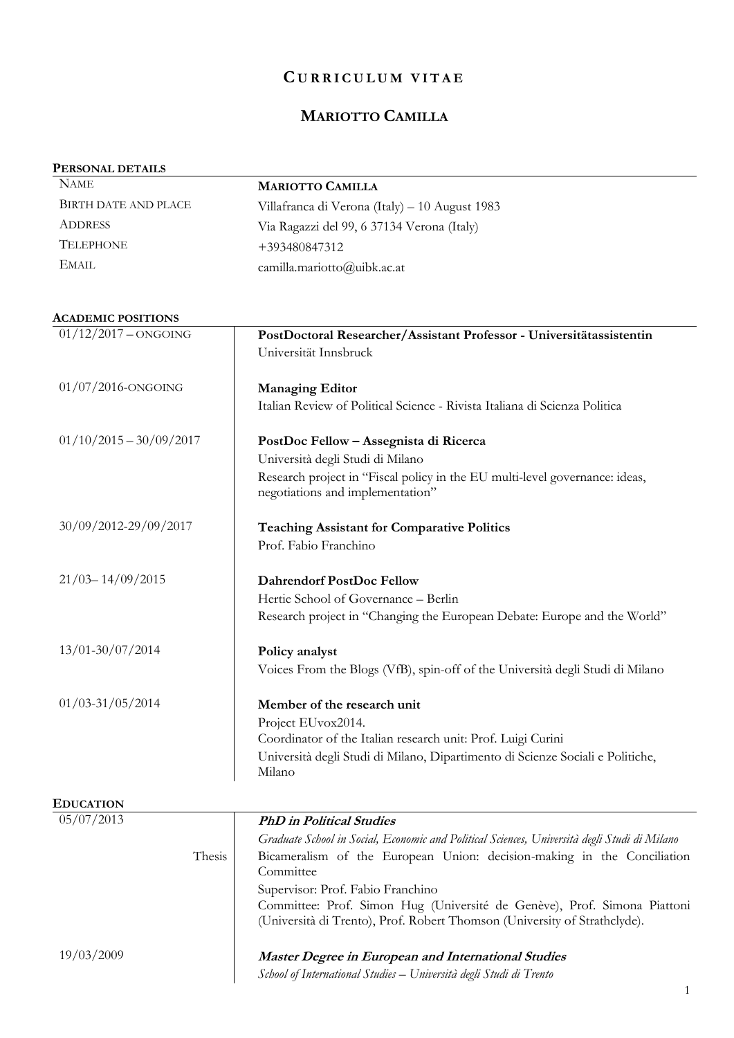# CURRICULUM VITAE

## MARIOTTO CAMILLA

### PERSONAL DETAILS

| | |
|---|---|
| NAME | **MARIOTTO CAMILLA** |
| BIRTH DATE AND PLACE | Villafranca di Verona (Italy) – 10 August 1983 |
| ADDRESS | Via Ragazzi del 99, 6 37134 Verona (Italy) |
| TELEPHONE | +393480847312 |
| EMAIL | camilla.mariotto@uibk.ac.at |

### ACADEMIC POSITIONS

| | |
|---|---|
| 01/12/2017 – ONGOING | **PostDoctoral Researcher/Assistant Professor - Universitätassistentin**<br>Universität Innsbruck |
| 01/07/2016-ONGOING | **Managing Editor**<br>Italian Review of Political Science - Rivista Italiana di Scienza Politica |
| 01/10/2015 – 30/09/2017 | **PostDoc Fellow – Assegnista di Ricerca**<br>Università degli Studi di Milano<br>Research project in "Fiscal policy in the EU multi-level governance: ideas, negotiations and implementation" |
| 30/09/2012-29/09/2017 | **Teaching Assistant for Comparative Politics**<br>Prof. Fabio Franchino |
| 21/03– 14/09/2015 | **Dahrendorf PostDoc Fellow**<br>Hertie School of Governance – Berlin<br>Research project in "Changing the European Debate: Europe and the World" |
| 13/01-30/07/2014 | **Policy analyst**<br>Voices From the Blogs (VfB), spin-off of the Università degli Studi di Milano |
| 01/03-31/05/2014 | **Member of the research unit**<br>Project EUvox2014.<br>Coordinator of the Italian research unit: Prof. Luigi Curini<br>Università degli Studi di Milano, Dipartimento di Scienze Sociali e Politiche, Milano |

### EDUCATION

| | |
|---|---|
| 05/07/2013 | ***PhD in Political Studies***<br>*Graduate School in Social, Economic and Political Sciences, Università degli Studi di Milano* |
| Thesis | Bicameralism of the European Union: decision-making in the Conciliation Committee<br>Supervisor: Prof. Fabio Franchino<br>Committee: Prof. Simon Hug (Université de Genève), Prof. Simona Piattoni (Università di Trento), Prof. Robert Thomson (University of Strathclyde). |
| 19/03/2009 | ***Master Degree in European and International Studies***<br>*School of International Studies – Università degli Studi di Trento* |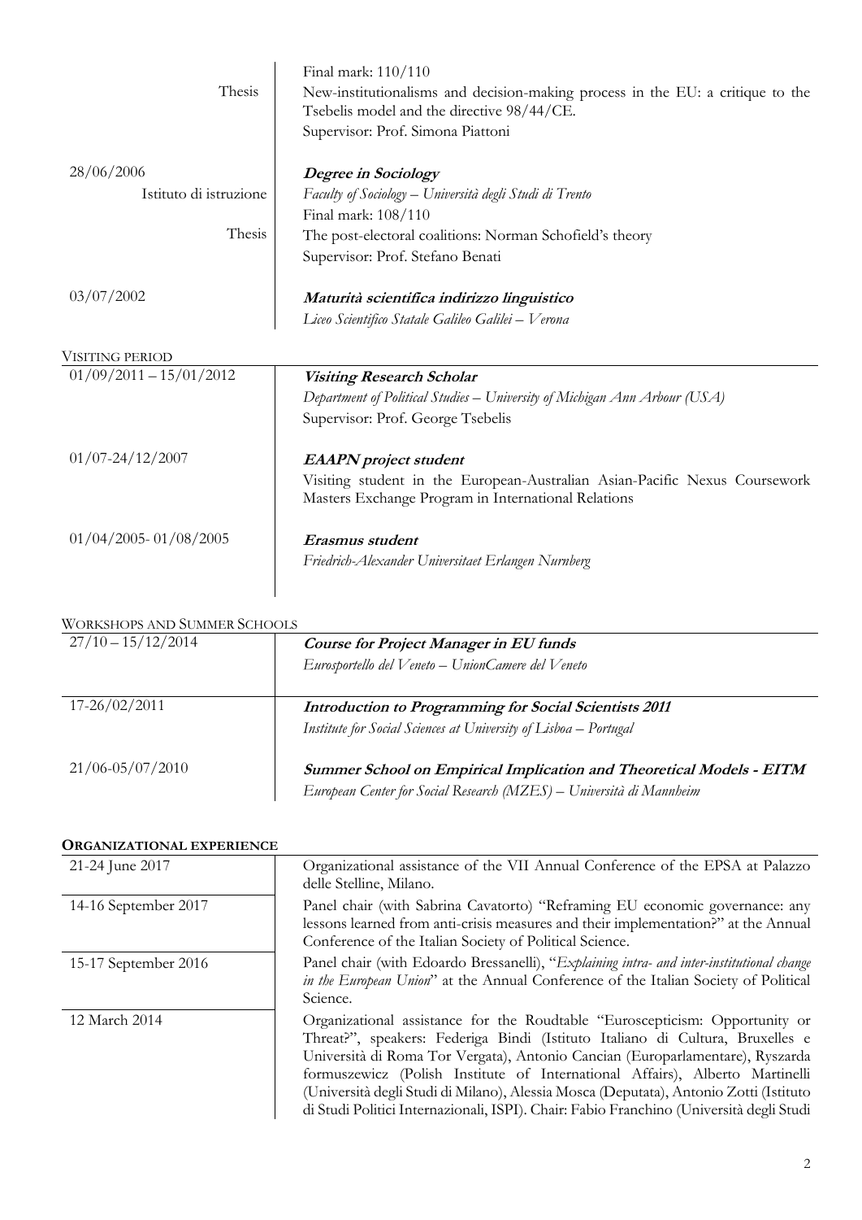| | |
|---|---|
| | Final mark: 110/110 |
| Thesis | New-institutionalisms and decision-making process in the EU: a critique to the Tsebelis model and the directive 98/44/CE. |
| | Supervisor: Prof. Simona Piattoni |
| 28/06/2006 | ***Degree in Sociology*** |
| Istituto di istruzione | *Faculty of Sociology – Università degli Studi di Trento* |
| | Final mark: 108/110 |
| Thesis | The post-electoral coalitions: Norman Schofield's theory |
| | Supervisor: Prof. Stefano Benati |
| 03/07/2002 | ***Maturità scientifica indirizzo linguistico*** |
| | *Liceo Scientifico Statale Galileo Galilei – Verona* |

## VISITING PERIOD

| | |
|---|---|
| 01/09/2011 – 15/01/2012 | ***Visiting Research Scholar*** <br> *Department of Political Studies – University of Michigan Ann Arbour (USA)* <br> Supervisor: Prof. George Tsebelis |
| 01/07-24/12/2007 | ***EAAPN project student*** <br> Visiting student in the European-Australian Asian-Pacific Nexus Coursework Masters Exchange Program in International Relations |
| 01/04/2005- 01/08/2005 | ***Erasmus student*** <br> *Friedrich-Alexander Universitaet Erlangen Nurnberg* |

## WORKSHOPS AND SUMMER SCHOOLS

| | |
|---|---|
| 27/10 – 15/12/2014 | ***Course for Project Manager in EU funds*** <br> *Eurosportello del Veneto – UnionCamere del Veneto* |
| 17-26/02/2011 | ***Introduction to Programming for Social Scientists 2011*** <br> *Institute for Social Sciences at University of Lisboa – Portugal* |
| 21/06-05/07/2010 | ***Summer School on Empirical Implication and Theoretical Models - EITM*** <br> *European Center for Social Research (MZES) – Università di Mannheim* |

## ORGANIZATIONAL EXPERIENCE

| | |
|---|---|
| 21-24 June 2017 | Organizational assistance of the VII Annual Conference of the EPSA at Palazzo delle Stelline, Milano. |
| 14-16 September 2017 | Panel chair (with Sabrina Cavatorto) "Reframing EU economic governance: any lessons learned from anti-crisis measures and their implementation?" at the Annual Conference of the Italian Society of Political Science. |
| 15-17 September 2016 | Panel chair (with Edoardo Bressanelli), "*Explaining intra- and inter-institutional change in the European Union*" at the Annual Conference of the Italian Society of Political Science. |
| 12 March 2014 | Organizational assistance for the Roudtable "Euroscepticism: Opportunity or Threat?", speakers: Federiga Bindi (Istituto Italiano di Cultura, Bruxelles e Università di Roma Tor Vergata), Antonio Cancian (Europarlamentare), Ryszarda formuszewicz (Polish Institute of International Affairs), Alberto Martinelli (Università degli Studi di Milano), Alessia Mosca (Deputata), Antonio Zotti (Istituto di Studi Politici Internazionali, ISPI). Chair: Fabio Franchino (Università degli Studi |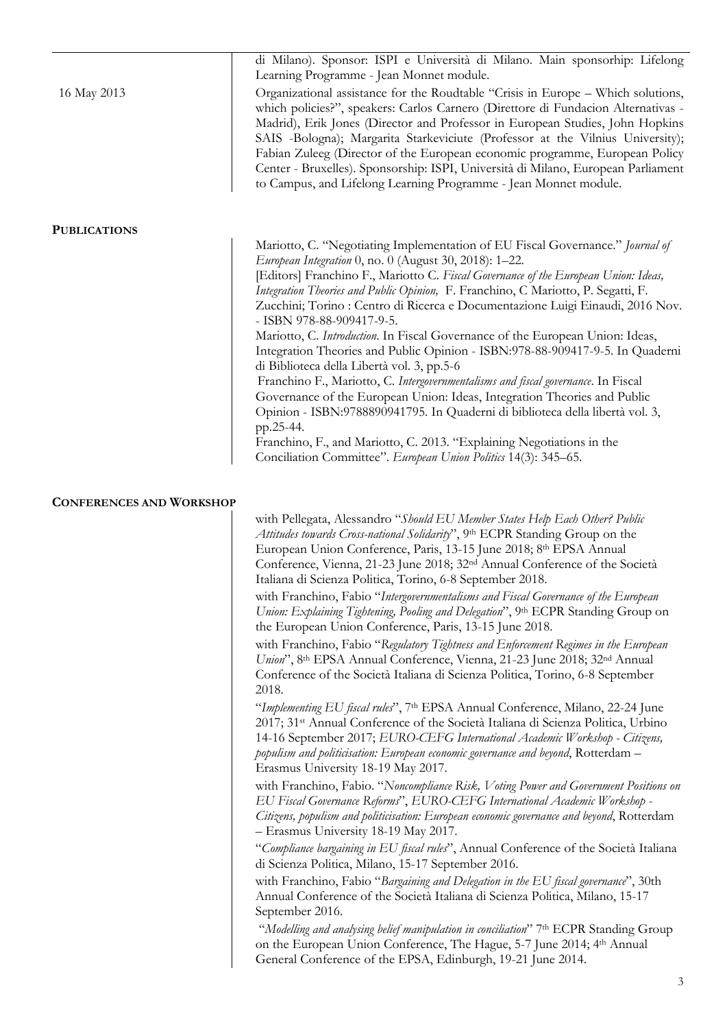di Milano). Sponsor: ISPI e Università di Milano. Main sponsorhip: Lifelong Learning Programme - Jean Monnet module.

16 May 2013

Organizational assistance for the Roudtable "Crisis in Europe – Which solutions, which policies?", speakers: Carlos Carnero (Direttore di Fundacion Alternativas - Madrid), Erik Jones (Director and Professor in European Studies, John Hopkins SAIS -Bologna); Margarita Starkeviciute (Professor at the Vilnius University); Fabian Zuleeg (Director of the European economic programme, European Policy Center - Bruxelles). Sponsorship: ISPI, Università di Milano, European Parliament to Campus, and Lifelong Learning Programme - Jean Monnet module.

## PUBLICATIONS

Mariotto, C. "Negotiating Implementation of EU Fiscal Governance." *Journal of European Integration* 0, no. 0 (August 30, 2018): 1–22.

[Editors] Franchino F., Mariotto C. *Fiscal Governance of the European Union: Ideas, Integration Theories and Public Opinion,* F. Franchino, C Mariotto, P. Segatti, F. Zucchini; Torino : Centro di Ricerca e Documentazione Luigi Einaudi, 2016 Nov. - ISBN 978-88-909417-9-5.

Mariotto, C. *Introduction*. In Fiscal Governance of the European Union: Ideas, Integration Theories and Public Opinion - ISBN:978-88-909417-9-5. In Quaderni di Biblioteca della Libertà vol. 3, pp.5-6

Franchino F., Mariotto, C. *Intergovernmentalisms and fiscal governance*. In Fiscal Governance of the European Union: Ideas, Integration Theories and Public Opinion - ISBN:9788890941795. In Quaderni di biblioteca della libertà vol. 3, pp.25-44.

Franchino, F., and Mariotto, C. 2013. "Explaining Negotiations in the Conciliation Committee". *European Union Politics* 14(3): 345–65.

## CONFERENCES AND WORKSHOP

with Pellegata, Alessandro "*Should EU Member States Help Each Other? Public Attitudes towards Cross-national Solidarity*", 9th ECPR Standing Group on the European Union Conference, Paris, 13-15 June 2018; 8th EPSA Annual Conference, Vienna, 21-23 June 2018; 32nd Annual Conference of the Società Italiana di Scienza Politica, Torino, 6-8 September 2018.

with Franchino, Fabio "*Intergovernmentalisms and Fiscal Governance of the European Union: Explaining Tightening, Pooling and Delegation*", 9th ECPR Standing Group on the European Union Conference, Paris, 13-15 June 2018.

with Franchino, Fabio "*Regulatory Tightness and Enforcement Regimes in the European Union*", 8th EPSA Annual Conference, Vienna, 21-23 June 2018; 32nd Annual Conference of the Società Italiana di Scienza Politica, Torino, 6-8 September 2018.

"*Implementing EU fiscal rules*", 7th EPSA Annual Conference, Milano, 22-24 June 2017; 31st Annual Conference of the Società Italiana di Scienza Politica, Urbino 14-16 September 2017; *EURO-CEFG International Academic Workshop - Citizens, populism and politicisation: European economic governance and beyond*, Rotterdam – Erasmus University 18-19 May 2017.

with Franchino, Fabio. "*Noncompliance Risk, Voting Power and Government Positions on EU Fiscal Governance Reforms*", *EURO-CEFG International Academic Workshop - Citizens, populism and politicisation: European economic governance and beyond*, Rotterdam – Erasmus University 18-19 May 2017.

"*Compliance bargaining in EU fiscal rules*", Annual Conference of the Società Italiana di Scienza Politica, Milano, 15-17 September 2016.

with Franchino, Fabio "*Bargaining and Delegation in the EU fiscal governance*", 30th Annual Conference of the Società Italiana di Scienza Politica, Milano, 15-17 September 2016.

"*Modelling and analysing belief manipulation in conciliation*" 7th ECPR Standing Group on the European Union Conference, The Hague, 5-7 June 2014; 4th Annual General Conference of the EPSA, Edinburgh, 19-21 June 2014.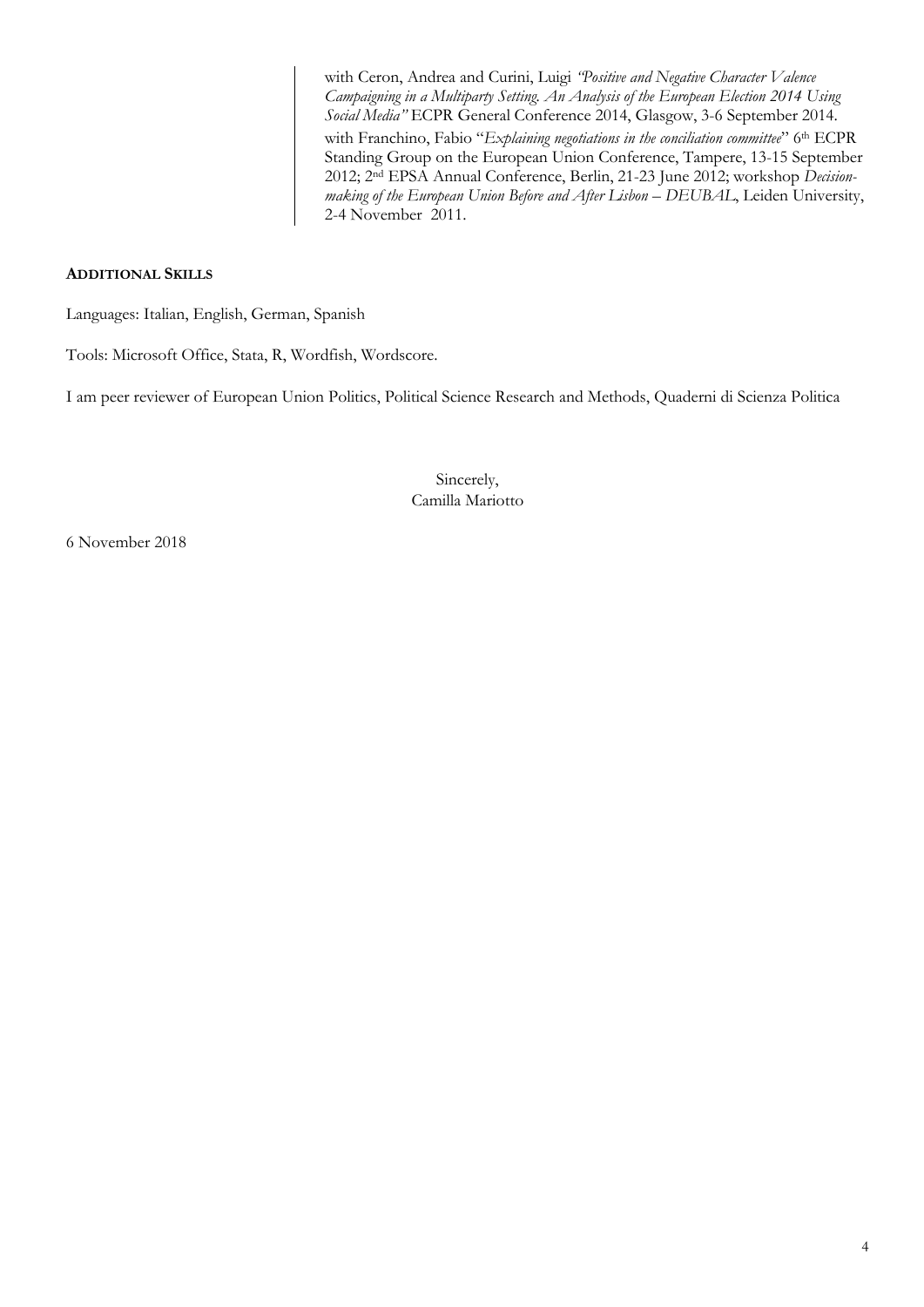with Ceron, Andrea and Curini, Luigi *"Positive and Negative Character Valence Campaigning in a Multiparty Setting. An Analysis of the European Election 2014 Using Social Media"* ECPR General Conference 2014, Glasgow, 3-6 September 2014.

with Franchino, Fabio "*Explaining negotiations in the conciliation committee*" 6th ECPR Standing Group on the European Union Conference, Tampere, 13-15 September 2012; 2nd EPSA Annual Conference, Berlin, 21-23 June 2012; workshop *Decision-making of the European Union Before and After Lisbon – DEUBAL*, Leiden University, 2-4 November 2011.

**ADDITIONAL SKILLS**

Languages: Italian, English, German, Spanish

Tools: Microsoft Office, Stata, R, Wordfish, Wordscore.

I am peer reviewer of European Union Politics, Political Science Research and Methods, Quaderni di Scienza Politica

Sincerely,
Camilla Mariotto

6 November 2018